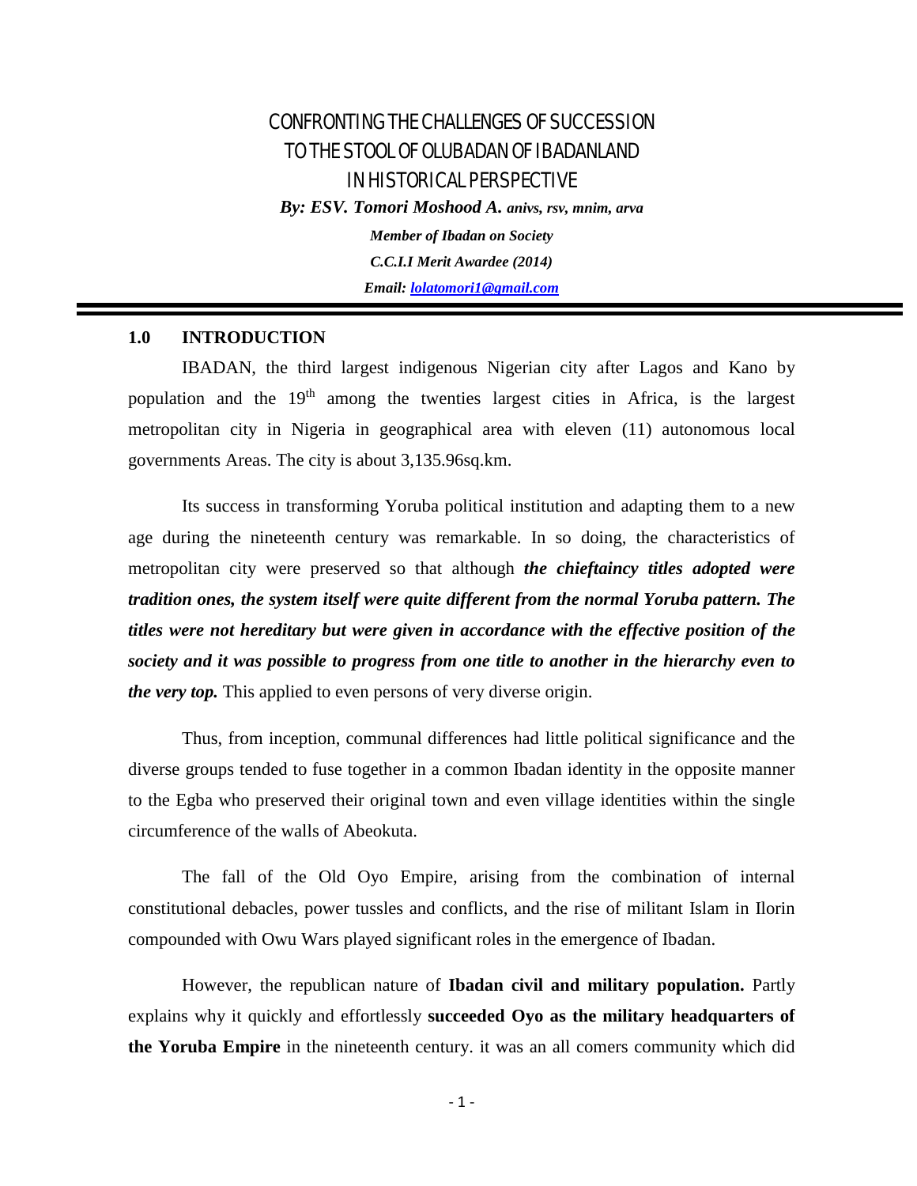# CONFRONTING THE CHALLENGES OF SUCCESSION TO THE STOOL OF OLUBADAN OF IBADANLAND IN HISTORICAL PERSPECTIVE

***By: ESV. Tomori Moshood A. anivs, rsv, mnim, arva***

***Member of Ibadan on Society***

***C.C.I.I Merit Awardee (2014)***

***Email: lolatomori1@gmail.com***

## 1.0 INTRODUCTION

IBADAN, the third largest indigenous Nigerian city after Lagos and Kano by population and the 19th among the twenties largest cities in Africa, is the largest metropolitan city in Nigeria in geographical area with eleven (11) autonomous local governments Areas. The city is about 3,135.96sq.km.

Its success in transforming Yoruba political institution and adapting them to a new age during the nineteenth century was remarkable. In so doing, the characteristics of metropolitan city were preserved so that although ***the chieftaincy titles adopted were tradition ones, the system itself were quite different from the normal Yoruba pattern. The titles were not hereditary but were given in accordance with the effective position of the society and it was possible to progress from one title to another in the hierarchy even to the very top.*** This applied to even persons of very diverse origin.

Thus, from inception, communal differences had little political significance and the diverse groups tended to fuse together in a common Ibadan identity in the opposite manner to the Egba who preserved their original town and even village identities within the single circumference of the walls of Abeokuta.

The fall of the Old Oyo Empire, arising from the combination of internal constitutional debacles, power tussles and conflicts, and the rise of militant Islam in Ilorin compounded with Owu Wars played significant roles in the emergence of Ibadan.

However, the republican nature of **Ibadan civil and military population.** Partly explains why it quickly and effortlessly **succeeded Oyo as the military headquarters of the Yoruba Empire** in the nineteenth century. it was an all comers community which did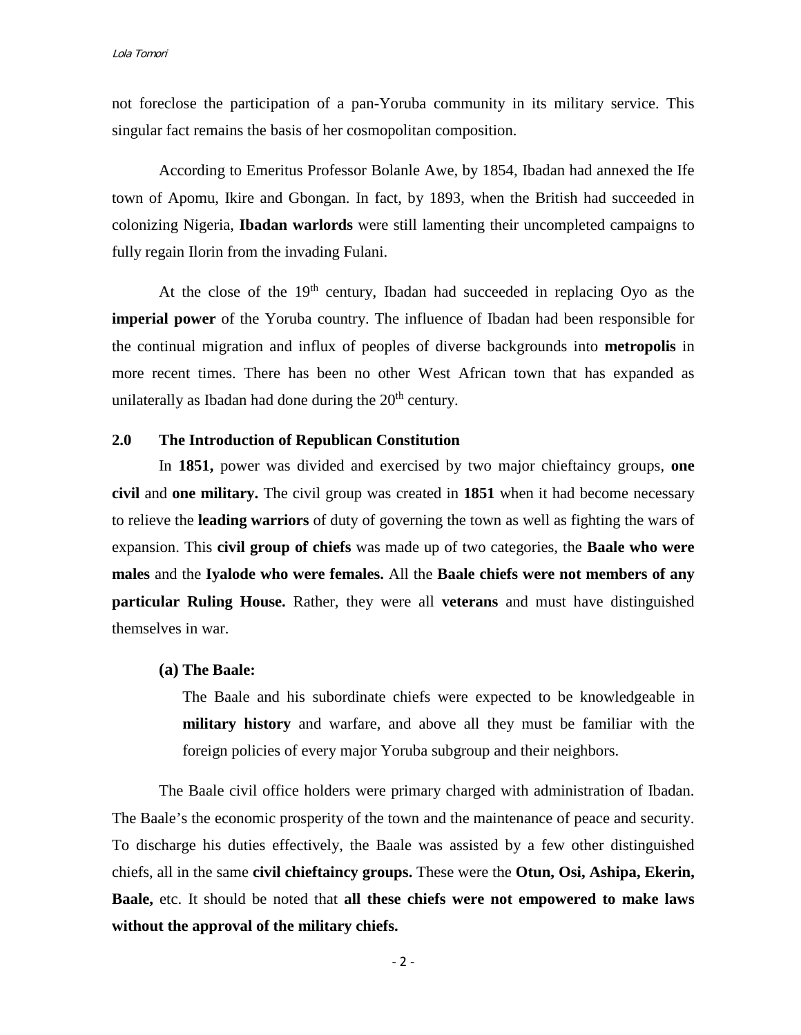not foreclose the participation of a pan-Yoruba community in its military service. This singular fact remains the basis of her cosmopolitan composition.

According to Emeritus Professor Bolanle Awe, by 1854, Ibadan had annexed the Ife town of Apomu, Ikire and Gbongan. In fact, by 1893, when the British had succeeded in colonizing Nigeria, **Ibadan warlords** were still lamenting their uncompleted campaigns to fully regain Ilorin from the invading Fulani.

At the close of the 19th century, Ibadan had succeeded in replacing Oyo as the **imperial power** of the Yoruba country. The influence of Ibadan had been responsible for the continual migration and influx of peoples of diverse backgrounds into **metropolis** in more recent times. There has been no other West African town that has expanded as unilaterally as Ibadan had done during the 20th century.

## 2.0 The Introduction of Republican Constitution

In **1851,** power was divided and exercised by two major chieftaincy groups, **one civil** and **one military.** The civil group was created in **1851** when it had become necessary to relieve the **leading warriors** of duty of governing the town as well as fighting the wars of expansion. This **civil group of chiefs** was made up of two categories, the **Baale who were males** and the **Iyalode who were females.** All the **Baale chiefs were not members of any particular Ruling House.** Rather, they were all **veterans** and must have distinguished themselves in war.

**(a) The Baale:**

The Baale and his subordinate chiefs were expected to be knowledgeable in **military history** and warfare, and above all they must be familiar with the foreign policies of every major Yoruba subgroup and their neighbors.

The Baale civil office holders were primary charged with administration of Ibadan. The Baale's the economic prosperity of the town and the maintenance of peace and security. To discharge his duties effectively, the Baale was assisted by a few other distinguished chiefs, all in the same **civil chieftaincy groups.** These were the **Otun, Osi, Ashipa, Ekerin, Baale,** etc. It should be noted that **all these chiefs were not empowered to make laws without the approval of the military chiefs.**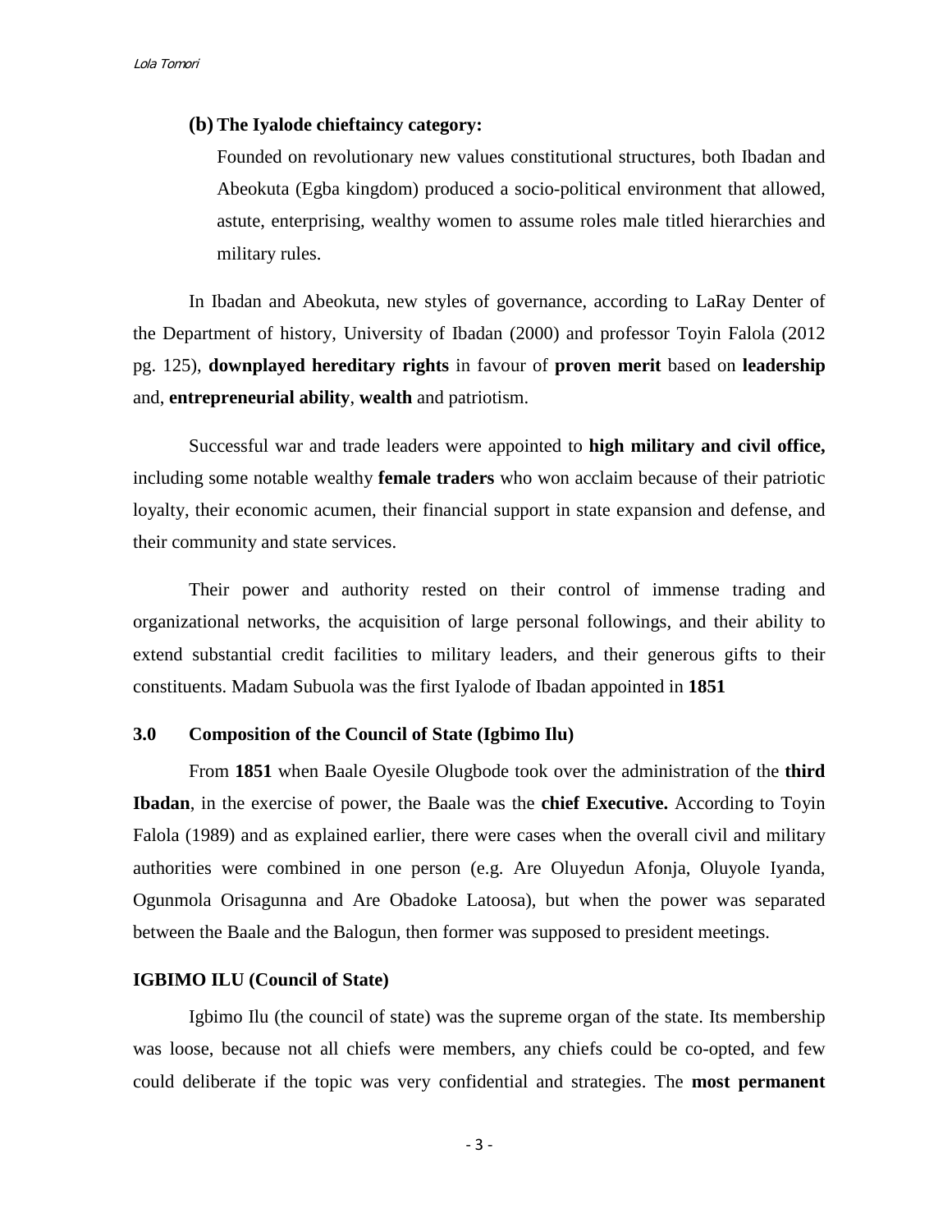### (b) The Iyalode chieftaincy category:

Founded on revolutionary new values constitutional structures, both Ibadan and Abeokuta (Egba kingdom) produced a socio-political environment that allowed, astute, enterprising, wealthy women to assume roles male titled hierarchies and military rules.

In Ibadan and Abeokuta, new styles of governance, according to LaRay Denter of the Department of history, University of Ibadan (2000) and professor Toyin Falola (2012 pg. 125), **downplayed hereditary rights** in favour of **proven merit** based on **leadership** and, **entrepreneurial ability**, **wealth** and patriotism.

Successful war and trade leaders were appointed to **high military and civil office,** including some notable wealthy **female traders** who won acclaim because of their patriotic loyalty, their economic acumen, their financial support in state expansion and defense, and their community and state services.

Their power and authority rested on their control of immense trading and organizational networks, the acquisition of large personal followings, and their ability to extend substantial credit facilities to military leaders, and their generous gifts to their constituents. Madam Subuola was the first Iyalode of Ibadan appointed in **1851**

## 3.0 Composition of the Council of State (Igbimo Ilu)

From **1851** when Baale Oyesile Olugbode took over the administration of the **third Ibadan**, in the exercise of power, the Baale was the **chief Executive.** According to Toyin Falola (1989) and as explained earlier, there were cases when the overall civil and military authorities were combined in one person (e.g. Are Oluyedun Afonja, Oluyole Iyanda, Ogunmola Orisagunna and Are Obadoke Latoosa), but when the power was separated between the Baale and the Balogun, then former was supposed to president meetings.

### IGBIMO ILU (Council of State)

Igbimo Ilu (the council of state) was the supreme organ of the state. Its membership was loose, because not all chiefs were members, any chiefs could be co-opted, and few could deliberate if the topic was very confidential and strategies. The **most permanent**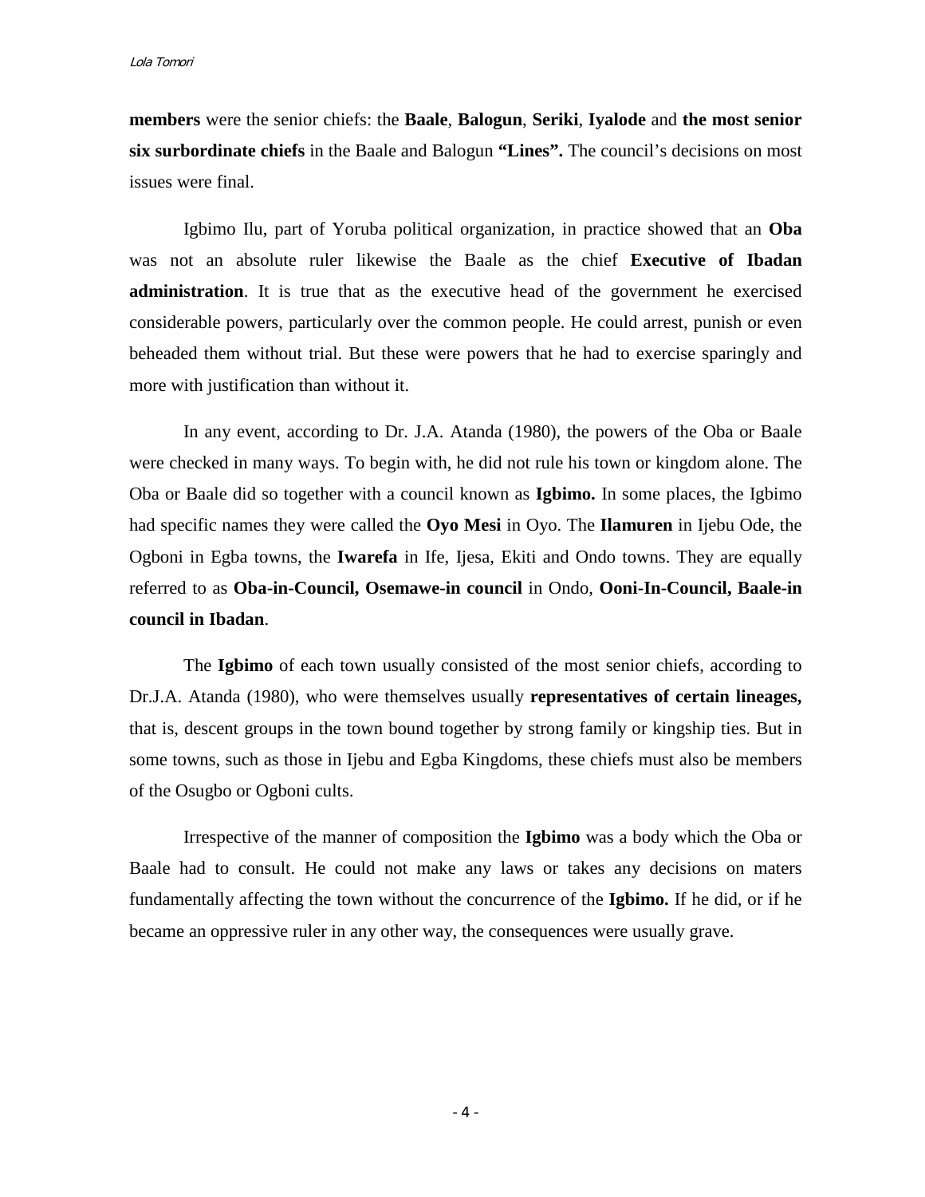**members** were the senior chiefs: the **Baale**, **Balogun**, **Seriki**, **Iyalode** and **the most senior six surbordinate chiefs** in the Baale and Balogun **"Lines".** The council's decisions on most issues were final.

Igbimo Ilu, part of Yoruba political organization, in practice showed that an **Oba** was not an absolute ruler likewise the Baale as the chief **Executive of Ibadan administration**. It is true that as the executive head of the government he exercised considerable powers, particularly over the common people. He could arrest, punish or even beheaded them without trial. But these were powers that he had to exercise sparingly and more with justification than without it.

In any event, according to Dr. J.A. Atanda (1980), the powers of the Oba or Baale were checked in many ways. To begin with, he did not rule his town or kingdom alone. The Oba or Baale did so together with a council known as **Igbimo.** In some places, the Igbimo had specific names they were called the **Oyo Mesi** in Oyo. The **Ilamuren** in Ijebu Ode, the Ogboni in Egba towns, the **Iwarefa** in Ife, Ijesa, Ekiti and Ondo towns. They are equally referred to as **Oba-in-Council, Osemawe-in council** in Ondo, **Ooni-In-Council, Baale-in council in Ibadan**.

The **Igbimo** of each town usually consisted of the most senior chiefs, according to Dr.J.A. Atanda (1980), who were themselves usually **representatives of certain lineages,** that is, descent groups in the town bound together by strong family or kingship ties. But in some towns, such as those in Ijebu and Egba Kingdoms, these chiefs must also be members of the Osugbo or Ogboni cults.

Irrespective of the manner of composition the **Igbimo** was a body which the Oba or Baale had to consult. He could not make any laws or takes any decisions on maters fundamentally affecting the town without the concurrence of the **Igbimo.** If he did, or if he became an oppressive ruler in any other way, the consequences were usually grave.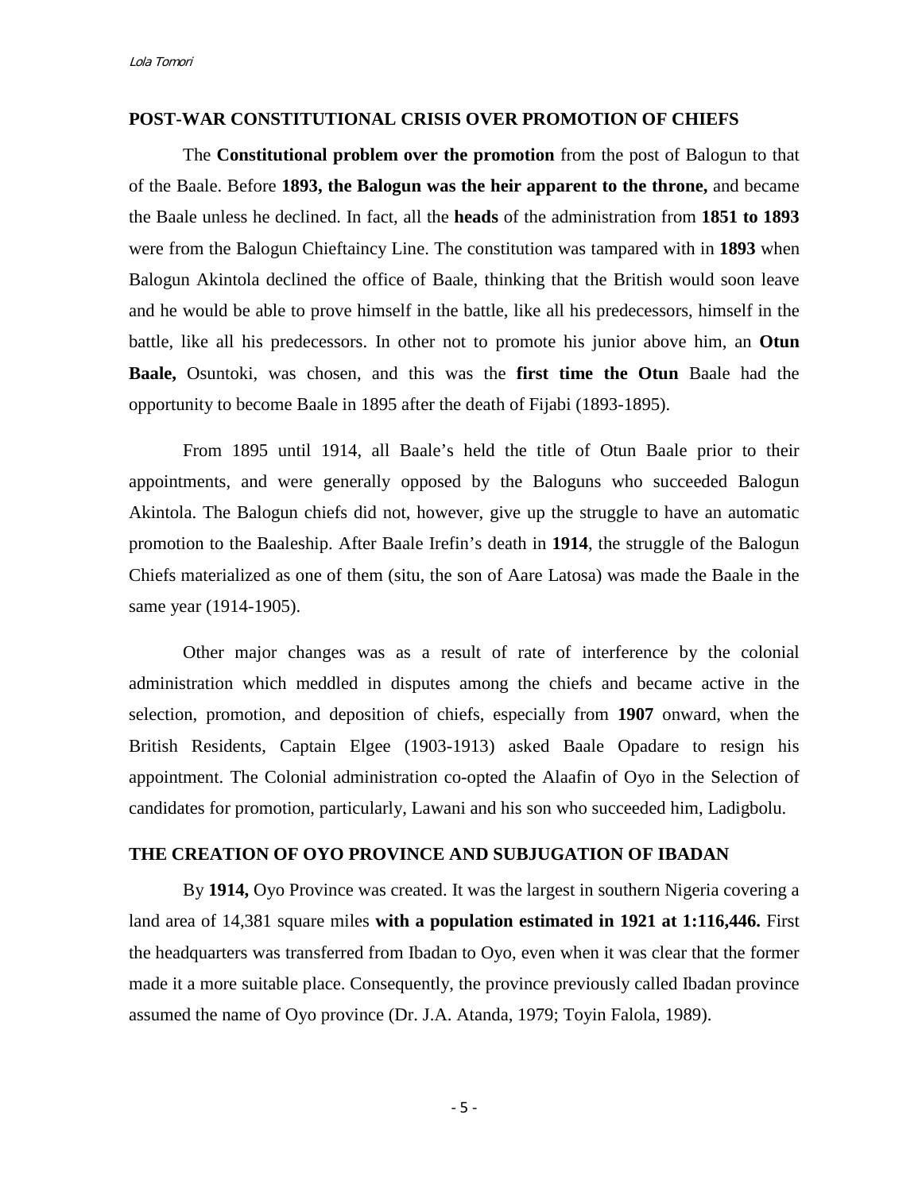### POST-WAR CONSTITUTIONAL CRISIS OVER PROMOTION OF CHIEFS

The **Constitutional problem over the promotion** from the post of Balogun to that of the Baale. Before **1893, the Balogun was the heir apparent to the throne,** and became the Baale unless he declined. In fact, all the **heads** of the administration from **1851 to 1893** were from the Balogun Chieftaincy Line. The constitution was tampered with in **1893** when Balogun Akintola declined the office of Baale, thinking that the British would soon leave and he would be able to prove himself in the battle, like all his predecessors, himself in the battle, like all his predecessors. In other not to promote his junior above him, an **Otun Baale,** Osuntoki, was chosen, and this was the **first time the Otun** Baale had the opportunity to become Baale in 1895 after the death of Fijabi (1893-1895).

From 1895 until 1914, all Baale's held the title of Otun Baale prior to their appointments, and were generally opposed by the Baloguns who succeeded Balogun Akintola. The Balogun chiefs did not, however, give up the struggle to have an automatic promotion to the Baaleship. After Baale Irefin's death in **1914**, the struggle of the Balogun Chiefs materialized as one of them (situ, the son of Aare Latosa) was made the Baale in the same year (1914-1905).

Other major changes was as a result of rate of interference by the colonial administration which meddled in disputes among the chiefs and became active in the selection, promotion, and deposition of chiefs, especially from **1907** onward, when the British Residents, Captain Elgee (1903-1913) asked Baale Opadare to resign his appointment. The Colonial administration co-opted the Alaafin of Oyo in the Selection of candidates for promotion, particularly, Lawani and his son who succeeded him, Ladigbolu.

### THE CREATION OF OYO PROVINCE AND SUBJUGATION OF IBADAN

By **1914,** Oyo Province was created. It was the largest in southern Nigeria covering a land area of 14,381 square miles **with a population estimated in 1921 at 1:116,446.** First the headquarters was transferred from Ibadan to Oyo, even when it was clear that the former made it a more suitable place. Consequently, the province previously called Ibadan province assumed the name of Oyo province (Dr. J.A. Atanda, 1979; Toyin Falola, 1989).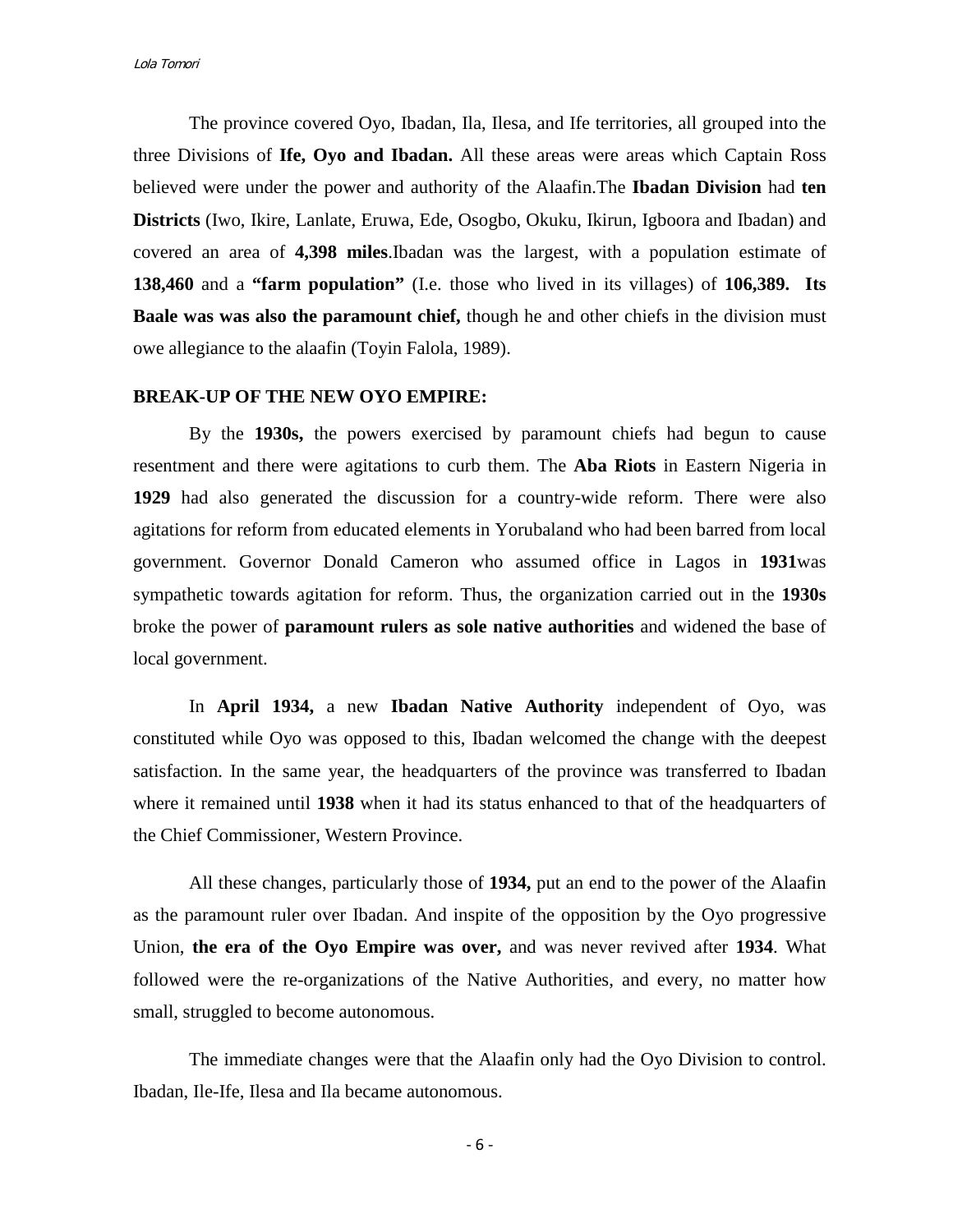The province covered Oyo, Ibadan, Ila, Ilesa, and Ife territories, all grouped into the three Divisions of **Ife, Oyo and Ibadan.** All these areas were areas which Captain Ross believed were under the power and authority of the Alaafin.The **Ibadan Division** had **ten Districts** (Iwo, Ikire, Lanlate, Eruwa, Ede, Osogbo, Okuku, Ikirun, Igboora and Ibadan) and covered an area of **4,398 miles**.Ibadan was the largest, with a population estimate of **138,460** and a **"farm population"** (I.e. those who lived in its villages) of **106,389. Its Baale was was also the paramount chief,** though he and other chiefs in the division must owe allegiance to the alaafin (Toyin Falola, 1989).

**BREAK-UP OF THE NEW OYO EMPIRE:**

By the **1930s,** the powers exercised by paramount chiefs had begun to cause resentment and there were agitations to curb them. The **Aba Riots** in Eastern Nigeria in **1929** had also generated the discussion for a country-wide reform. There were also agitations for reform from educated elements in Yorubaland who had been barred from local government. Governor Donald Cameron who assumed office in Lagos in **1931**was sympathetic towards agitation for reform. Thus, the organization carried out in the **1930s** broke the power of **paramount rulers as sole native authorities** and widened the base of local government.

In **April 1934,** a new **Ibadan Native Authority** independent of Oyo, was constituted while Oyo was opposed to this, Ibadan welcomed the change with the deepest satisfaction. In the same year, the headquarters of the province was transferred to Ibadan where it remained until **1938** when it had its status enhanced to that of the headquarters of the Chief Commissioner, Western Province.

All these changes, particularly those of **1934,** put an end to the power of the Alaafin as the paramount ruler over Ibadan. And inspite of the opposition by the Oyo progressive Union, **the era of the Oyo Empire was over,** and was never revived after **1934**. What followed were the re-organizations of the Native Authorities, and every, no matter how small, struggled to become autonomous.

The immediate changes were that the Alaafin only had the Oyo Division to control. Ibadan, Ile-Ife, Ilesa and Ila became autonomous.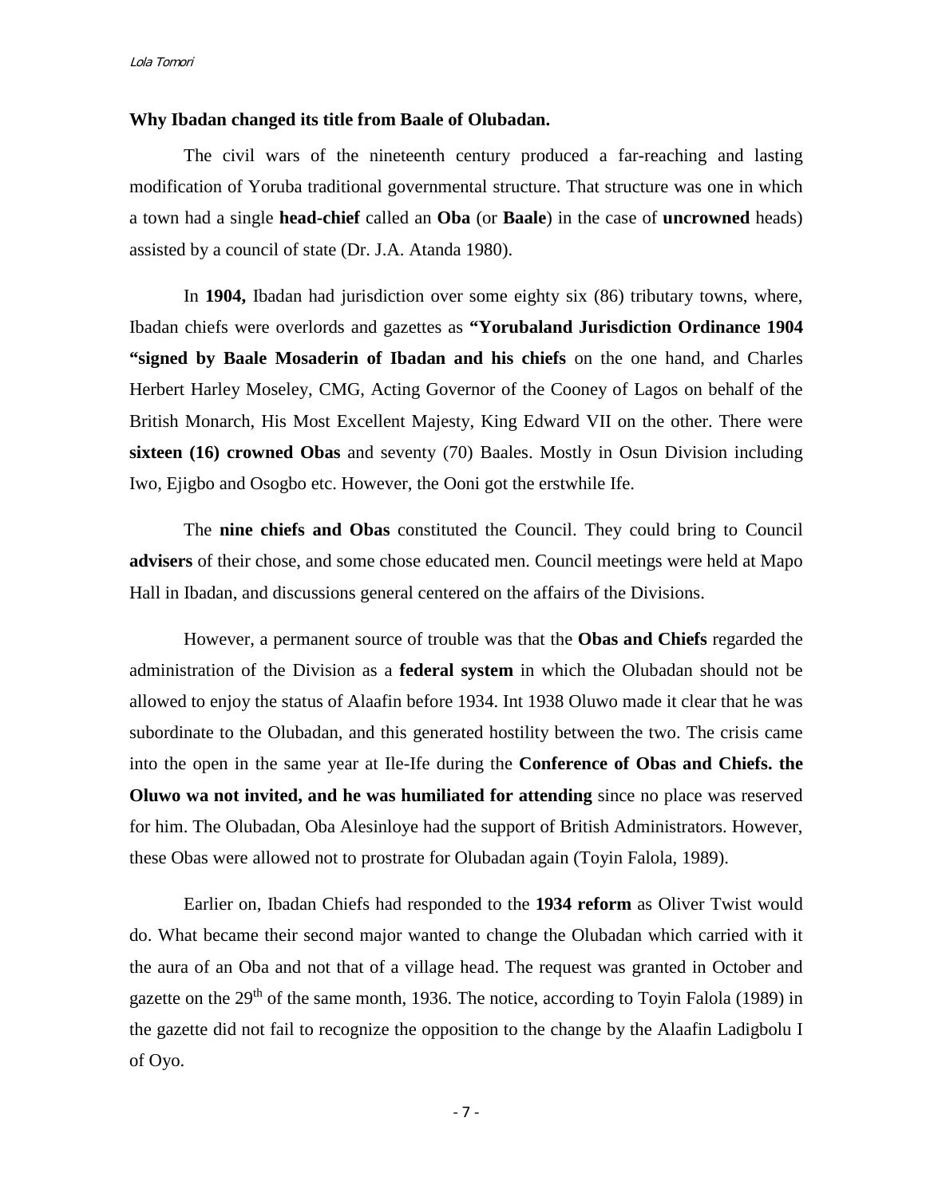**Why Ibadan changed its title from Baale of Olubadan.**

The civil wars of the nineteenth century produced a far-reaching and lasting modification of Yoruba traditional governmental structure. That structure was one in which a town had a single **head-chief** called an **Oba** (or **Baale**) in the case of **uncrowned** heads) assisted by a council of state (Dr. J.A. Atanda 1980).

In **1904,** Ibadan had jurisdiction over some eighty six (86) tributary towns, where, Ibadan chiefs were overlords and gazettes as **"Yorubaland Jurisdiction Ordinance 1904 "signed by Baale Mosaderin of Ibadan and his chiefs** on the one hand, and Charles Herbert Harley Moseley, CMG, Acting Governor of the Cooney of Lagos on behalf of the British Monarch, His Most Excellent Majesty, King Edward VII on the other. There were **sixteen (16) crowned Obas** and seventy (70) Baales. Mostly in Osun Division including Iwo, Ejigbo and Osogbo etc. However, the Ooni got the erstwhile Ife.

The **nine chiefs and Obas** constituted the Council. They could bring to Council **advisers** of their chose, and some chose educated men. Council meetings were held at Mapo Hall in Ibadan, and discussions general centered on the affairs of the Divisions.

However, a permanent source of trouble was that the **Obas and Chiefs** regarded the administration of the Division as a **federal system** in which the Olubadan should not be allowed to enjoy the status of Alaafin before 1934. Int 1938 Oluwo made it clear that he was subordinate to the Olubadan, and this generated hostility between the two. The crisis came into the open in the same year at Ile-Ife during the **Conference of Obas and Chiefs. the Oluwo wa not invited, and he was humiliated for attending** since no place was reserved for him. The Olubadan, Oba Alesinloye had the support of British Administrators. However, these Obas were allowed not to prostrate for Olubadan again (Toyin Falola, 1989).

Earlier on, Ibadan Chiefs had responded to the **1934 reform** as Oliver Twist would do. What became their second major wanted to change the Olubadan which carried with it the aura of an Oba and not that of a village head. The request was granted in October and gazette on the 29th of the same month, 1936. The notice, according to Toyin Falola (1989) in the gazette did not fail to recognize the opposition to the change by the Alaafin Ladigbolu I of Oyo.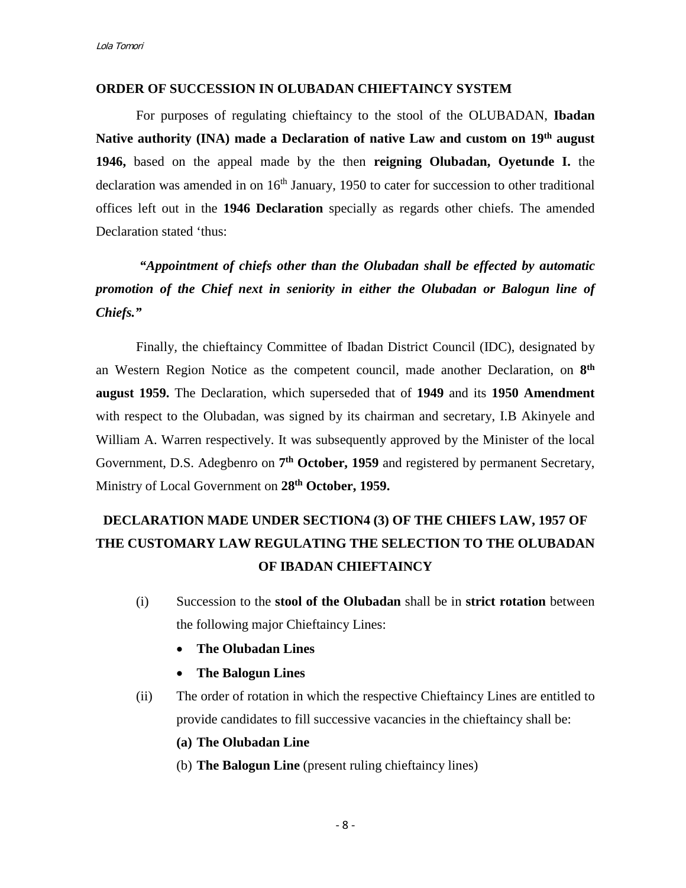## ORDER OF SUCCESSION IN OLUBADAN CHIEFTAINCY SYSTEM

For purposes of regulating chieftaincy to the stool of the OLUBADAN, **Ibadan Native authority (INA) made a Declaration of native Law and custom on 19th august 1946,** based on the appeal made by the then **reigning Olubadan, Oyetunde I.** the declaration was amended in on 16th January, 1950 to cater for succession to other traditional offices left out in the **1946 Declaration** specially as regards other chiefs. The amended Declaration stated 'thus:

***"Appointment of chiefs other than the Olubadan shall be effected by automatic promotion of the Chief next in seniority in either the Olubadan or Balogun line of Chiefs."***

Finally, the chieftaincy Committee of Ibadan District Council (IDC), designated by an Western Region Notice as the competent council, made another Declaration, on **8th august 1959.** The Declaration, which superseded that of **1949** and its **1950 Amendment** with respect to the Olubadan, was signed by its chairman and secretary, I.B Akinyele and William A. Warren respectively. It was subsequently approved by the Minister of the local Government, D.S. Adegbenro on **7th October, 1959** and registered by permanent Secretary, Ministry of Local Government on **28th October, 1959.**

## DECLARATION MADE UNDER SECTION4 (3) OF THE CHIEFS LAW, 1957 OF THE CUSTOMARY LAW REGULATING THE SELECTION TO THE OLUBADAN OF IBADAN CHIEFTAINCY

(i) Succession to the **stool of the Olubadan** shall be in **strict rotation** between the following major Chieftaincy Lines:

- **The Olubadan Lines**
- **The Balogun Lines**

(ii) The order of rotation in which the respective Chieftaincy Lines are entitled to provide candidates to fill successive vacancies in the chieftaincy shall be:

**(a) The Olubadan Line**

(b) **The Balogun Line** (present ruling chieftaincy lines)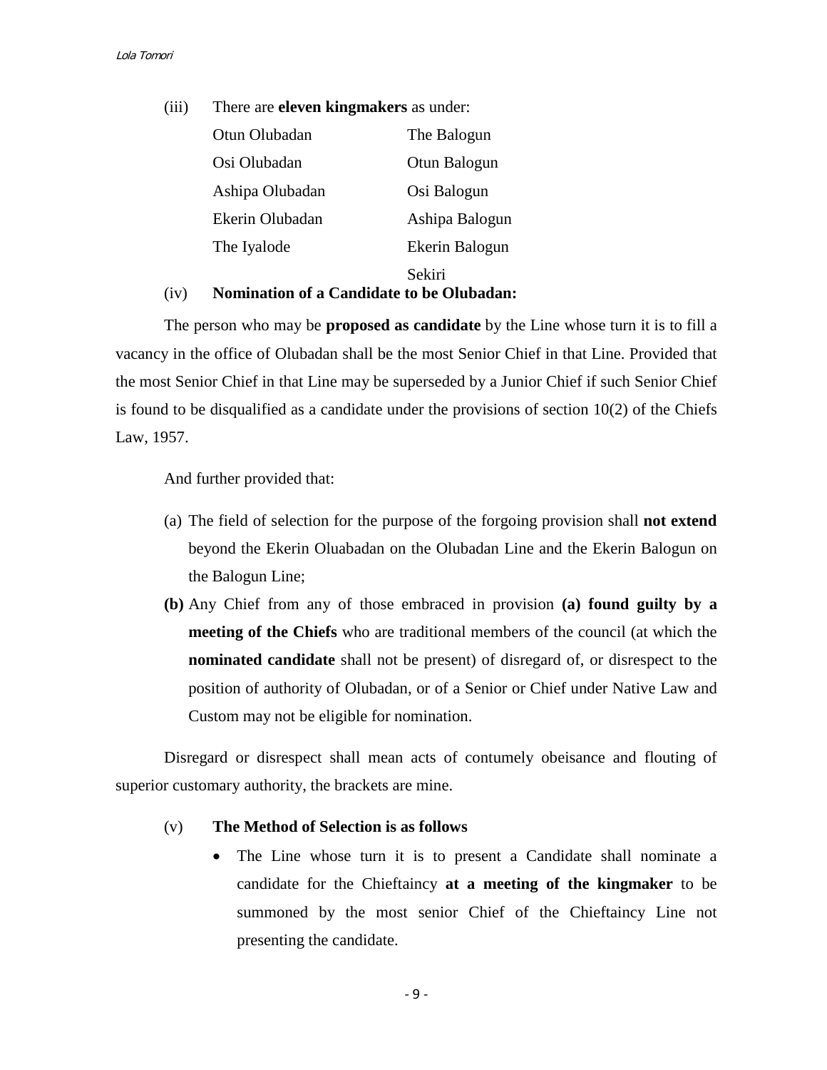(iii) There are **eleven kingmakers** as under:

| | |
|---|---|
| Otun Olubadan | The Balogun |
| Osi Olubadan | Otun Balogun |
| Ashipa Olubadan | Osi Balogun |
| Ekerin Olubadan | Ashipa Balogun |
| The Iyalode | Ekerin Balogun |
| | Sekiri |

(iv) **Nomination of a Candidate to be Olubadan:**

The person who may be **proposed as candidate** by the Line whose turn it is to fill a vacancy in the office of Olubadan shall be the most Senior Chief in that Line. Provided that the most Senior Chief in that Line may be superseded by a Junior Chief if such Senior Chief is found to be disqualified as a candidate under the provisions of section 10(2) of the Chiefs Law, 1957.

And further provided that:

(a) The field of selection for the purpose of the forgoing provision shall **not extend** beyond the Ekerin Oluabadan on the Olubadan Line and the Ekerin Balogun on the Balogun Line;

**(b)** Any Chief from any of those embraced in provision **(a) found guilty by a meeting of the Chiefs** who are traditional members of the council (at which the **nominated candidate** shall not be present) of disregard of, or disrespect to the position of authority of Olubadan, or of a Senior or Chief under Native Law and Custom may not be eligible for nomination.

Disregard or disrespect shall mean acts of contumely obeisance and flouting of superior customary authority, the brackets are mine.

(v) **The Method of Selection is as follows**

- The Line whose turn it is to present a Candidate shall nominate a candidate for the Chieftaincy **at a meeting of the kingmaker** to be summoned by the most senior Chief of the Chieftaincy Line not presenting the candidate.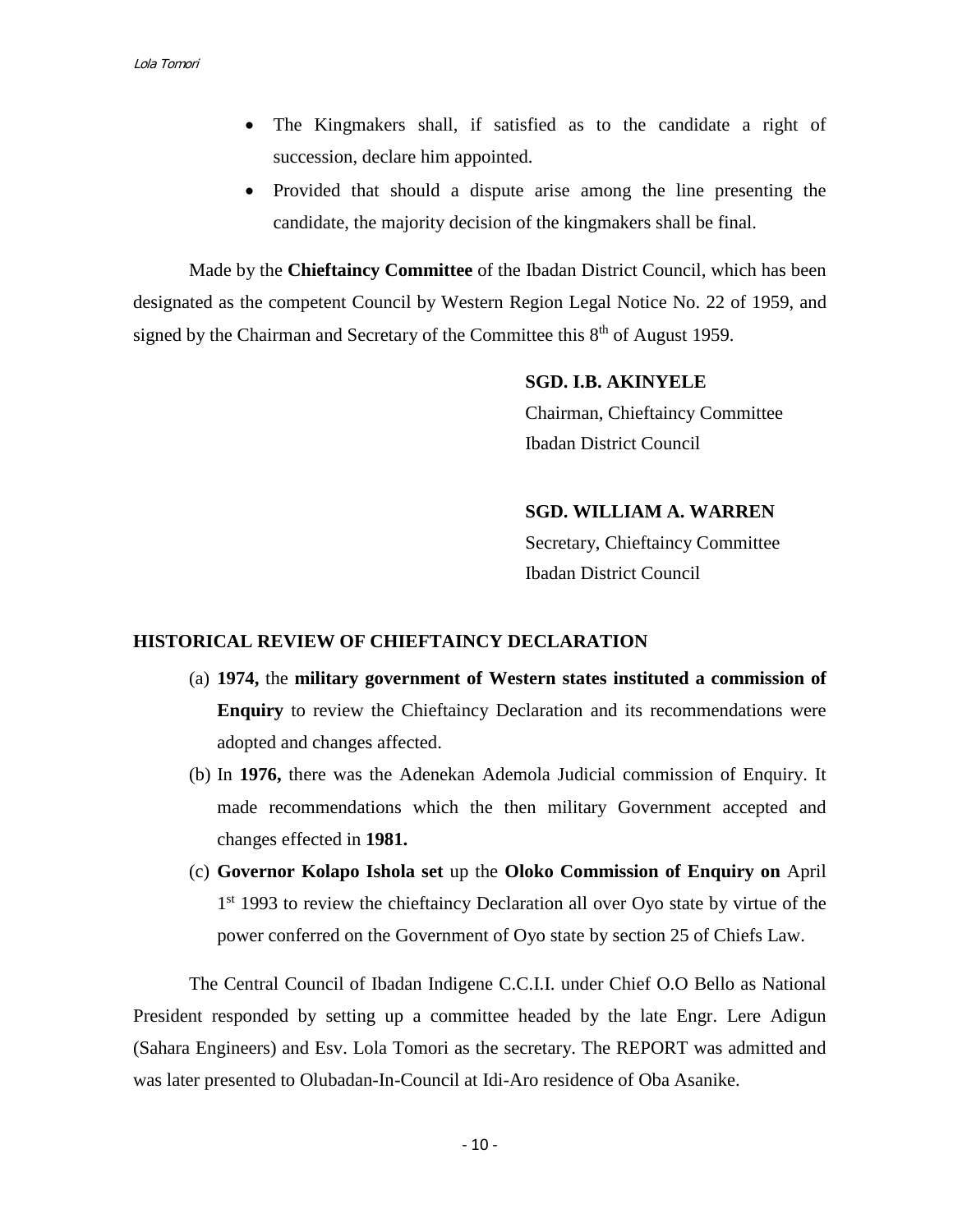- The Kingmakers shall, if satisfied as to the candidate a right of succession, declare him appointed.
- Provided that should a dispute arise among the line presenting the candidate, the majority decision of the kingmakers shall be final.

Made by the **Chieftaincy Committee** of the Ibadan District Council, which has been designated as the competent Council by Western Region Legal Notice No. 22 of 1959, and signed by the Chairman and Secretary of the Committee this 8th of August 1959.

**SGD. I.B. AKINYELE**
Chairman, Chieftaincy Committee
Ibadan District Council

**SGD. WILLIAM A. WARREN**
Secretary, Chieftaincy Committee
Ibadan District Council

**HISTORICAL REVIEW OF CHIEFTAINCY DECLARATION**

(a) **1974,** the **military government of Western states instituted a commission of Enquiry** to review the Chieftaincy Declaration and its recommendations were adopted and changes affected.

(b) In **1976,** there was the Adenekan Ademola Judicial commission of Enquiry. It made recommendations which the then military Government accepted and changes effected in **1981.**

(c) **Governor Kolapo Ishola set** up the **Oloko Commission of Enquiry on** April 1st 1993 to review the chieftaincy Declaration all over Oyo state by virtue of the power conferred on the Government of Oyo state by section 25 of Chiefs Law.

The Central Council of Ibadan Indigene C.C.I.I. under Chief O.O Bello as National President responded by setting up a committee headed by the late Engr. Lere Adigun (Sahara Engineers) and Esv. Lola Tomori as the secretary. The REPORT was admitted and was later presented to Olubadan-In-Council at Idi-Aro residence of Oba Asanike.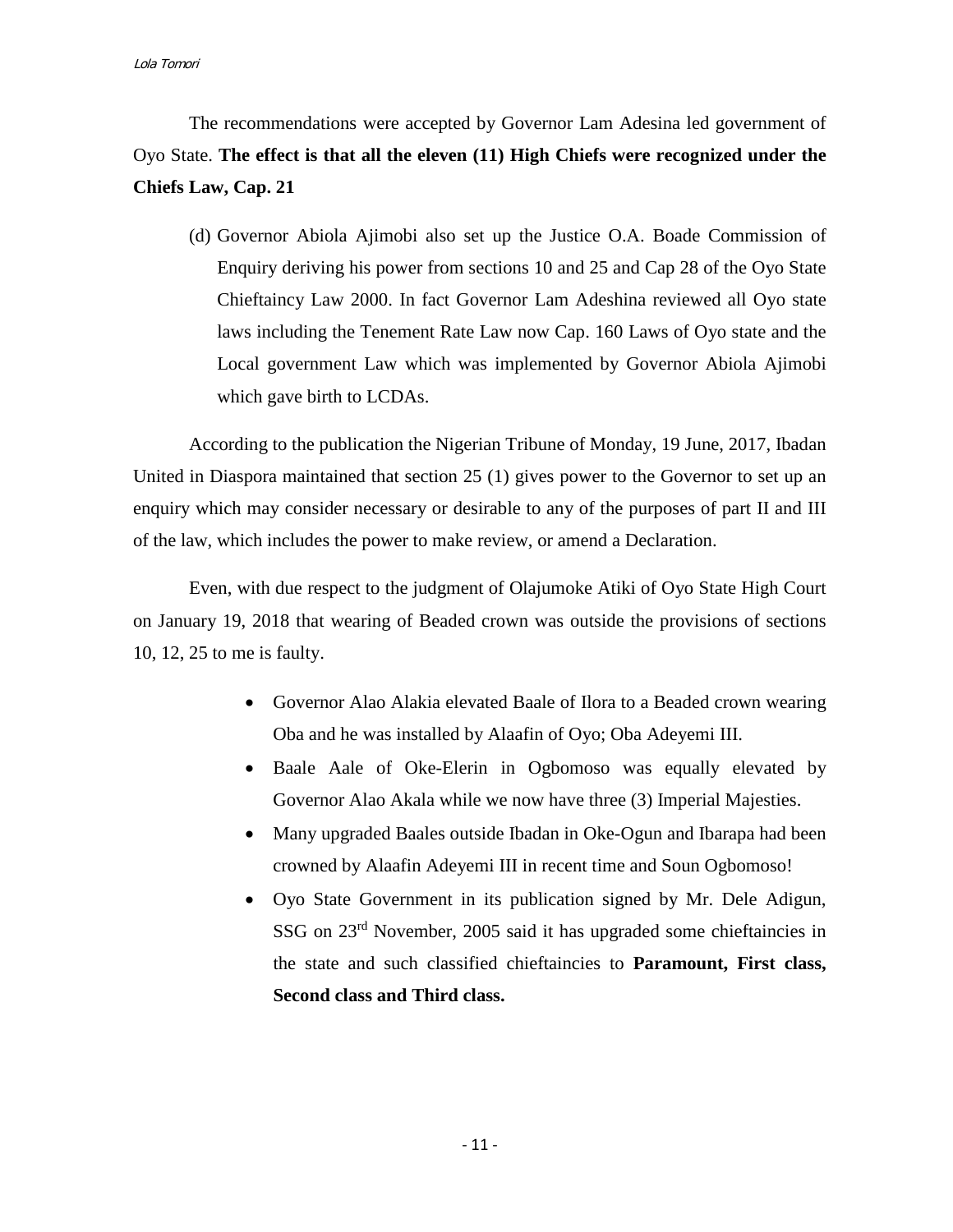The recommendations were accepted by Governor Lam Adesina led government of Oyo State. **The effect is that all the eleven (11) High Chiefs were recognized under the Chiefs Law, Cap. 21**

(d) Governor Abiola Ajimobi also set up the Justice O.A. Boade Commission of Enquiry deriving his power from sections 10 and 25 and Cap 28 of the Oyo State Chieftaincy Law 2000. In fact Governor Lam Adeshina reviewed all Oyo state laws including the Tenement Rate Law now Cap. 160 Laws of Oyo state and the Local government Law which was implemented by Governor Abiola Ajimobi which gave birth to LCDAs.

According to the publication the Nigerian Tribune of Monday, 19 June, 2017, Ibadan United in Diaspora maintained that section 25 (1) gives power to the Governor to set up an enquiry which may consider necessary or desirable to any of the purposes of part II and III of the law, which includes the power to make review, or amend a Declaration.

Even, with due respect to the judgment of Olajumoke Atiki of Oyo State High Court on January 19, 2018 that wearing of Beaded crown was outside the provisions of sections 10, 12, 25 to me is faulty.

- Governor Alao Alakia elevated Baale of Ilora to a Beaded crown wearing Oba and he was installed by Alaafin of Oyo; Oba Adeyemi III.
- Baale Aale of Oke-Elerin in Ogbomoso was equally elevated by Governor Alao Akala while we now have three (3) Imperial Majesties.
- Many upgraded Baales outside Ibadan in Oke-Ogun and Ibarapa had been crowned by Alaafin Adeyemi III in recent time and Soun Ogbomoso!
- Oyo State Government in its publication signed by Mr. Dele Adigun, SSG on 23rd November, 2005 said it has upgraded some chieftaincies in the state and such classified chieftaincies to **Paramount, First class, Second class and Third class.**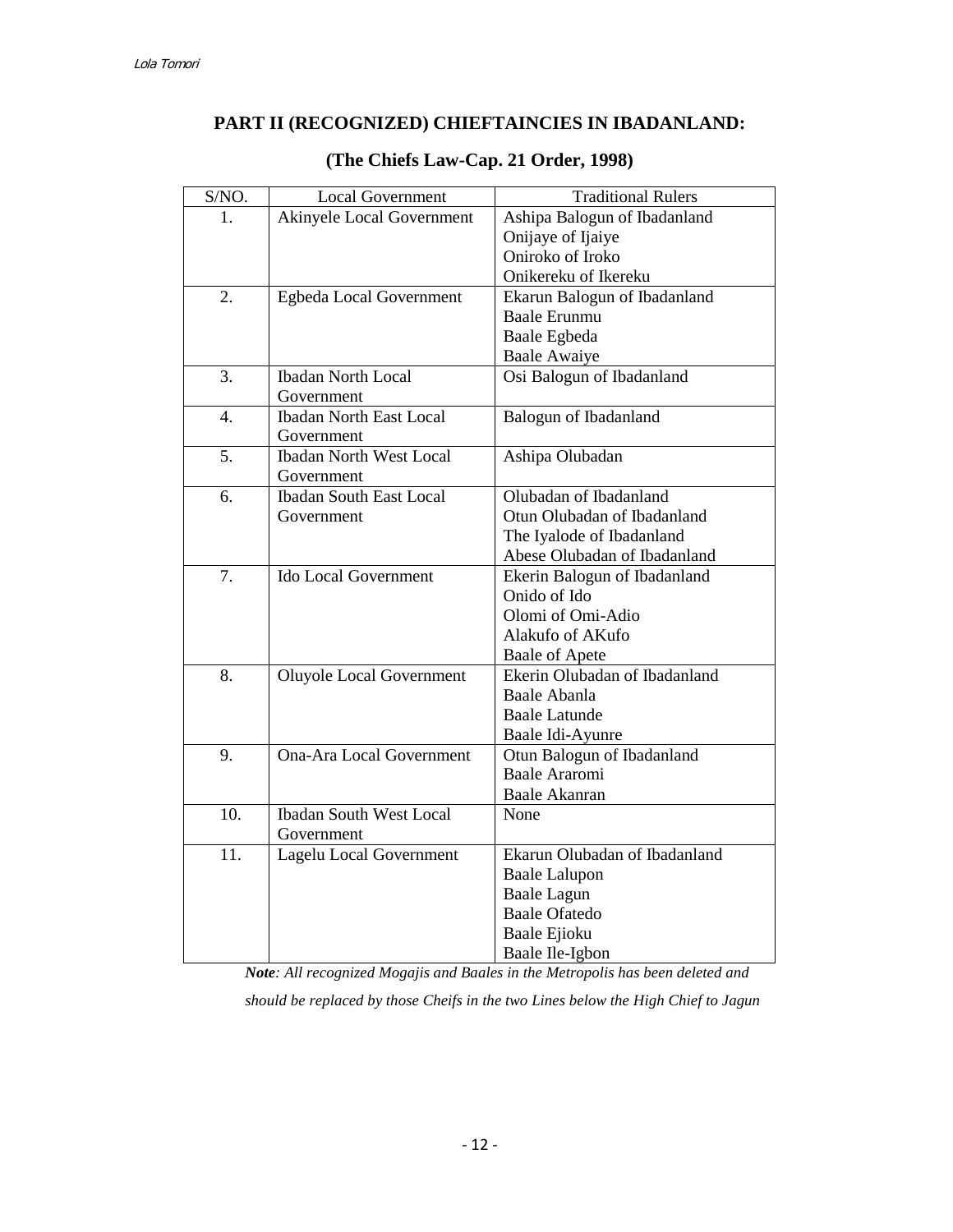## PART II (RECOGNIZED) CHIEFTAINCIES IN IBADANLAND:

### (The Chiefs Law-Cap. 21 Order, 1998)

| S/NO. | Local Government | Traditional Rulers |
|---|---|---|
| 1. | Akinyele Local Government | Ashipa Balogun of Ibadanland<br>Onijaye of Ijaiye<br>Oniroko of Iroko<br>Onikereku of Ikereku |
| 2. | Egbeda Local Government | Ekarun Balogun of Ibadanland<br>Baale Erunmu<br>Baale Egbeda<br>Baale Awaiye |
| 3. | Ibadan North Local Government | Osi Balogun of Ibadanland |
| 4. | Ibadan North East Local Government | Balogun of Ibadanland |
| 5. | Ibadan North West Local Government | Ashipa Olubadan |
| 6. | Ibadan South East Local Government | Olubadan of Ibadanland<br>Otun Olubadan of Ibadanland<br>The Iyalode of Ibadanland<br>Abese Olubadan of Ibadanland |
| 7. | Ido Local Government | Ekerin Balogun of Ibadanland<br>Onido of Ido<br>Olomi of Omi-Adio<br>Alakufo of AKufo<br>Baale of Apete |
| 8. | Oluyole Local Government | Ekerin Olubadan of Ibadanland<br>Baale Abanla<br>Baale Latunde<br>Baale Idi-Ayunre |
| 9. | Ona-Ara Local Government | Otun Balogun of Ibadanland<br>Baale Araromi<br>Baale Akanran |
| 10. | Ibadan South West Local Government | None |
| 11. | Lagelu Local Government | Ekarun Olubadan of Ibadanland<br>Baale Lalupon<br>Baale Lagun<br>Baale Ofatedo<br>Baale Ejioku<br>Baale Ile-Igbon |

***Note**: All recognized Mogajis and Baales in the Metropolis has been deleted and should be replaced by those Cheifs in the two Lines below the High Chief to Jagun*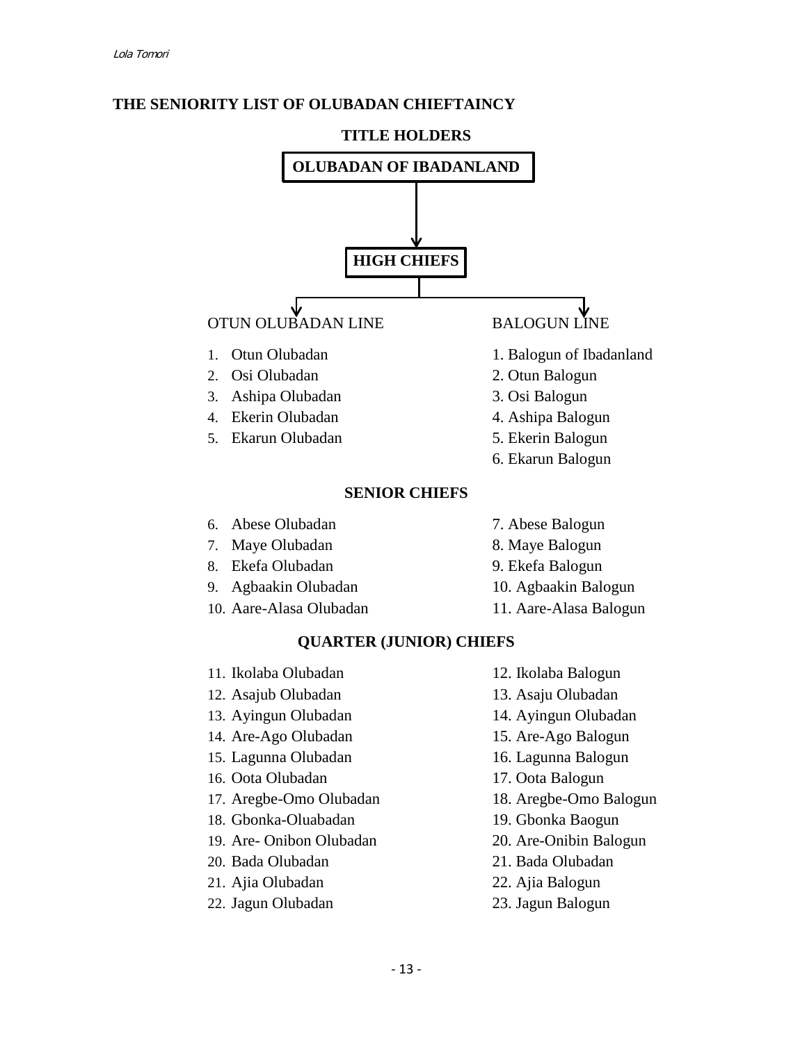## THE SENIORITY LIST OF OLUBADAN CHIEFTAINCY

### TITLE HOLDERS

**OLUBADAN OF IBADANLAND**

↓

**HIGH CHIEFS**

| OTUN OLUBADAN LINE | BALOGUN LINE |
| --- | --- |
| 1. Otun Olubadan | 1. Balogun of Ibadanland |
| 2. Osi Olubadan | 2. Otun Balogun |
| 3. Ashipa Olubadan | 3. Osi Balogun |
| 4. Ekerin Olubadan | 4. Ashipa Balogun |
| 5. Ekarun Olubadan | 5. Ekerin Balogun |
| | 6. Ekarun Balogun |

### SENIOR CHIEFS

| OTUN OLUBADAN LINE | BALOGUN LINE |
| --- | --- |
| 6. Abese Olubadan | 7. Abese Balogun |
| 7. Maye Olubadan | 8. Maye Balogun |
| 8. Ekefa Olubadan | 9. Ekefa Balogun |
| 9. Agbaakin Olubadan | 10. Agbaakin Balogun |
| 10. Aare-Alasa Olubadan | 11. Aare-Alasa Balogun |

### QUARTER (JUNIOR) CHIEFS

| OTUN OLUBADAN LINE | BALOGUN LINE |
| --- | --- |
| 11. Ikolaba Olubadan | 12. Ikolaba Balogun |
| 12. Asajub Olubadan | 13. Asaju Olubadan |
| 13. Ayingun Olubadan | 14. Ayingun Olubadan |
| 14. Are-Ago Olubadan | 15. Are-Ago Balogun |
| 15. Lagunna Olubadan | 16. Lagunna Balogun |
| 16. Oota Olubadan | 17. Oota Balogun |
| 17. Aregbe-Omo Olubadan | 18. Aregbe-Omo Balogun |
| 18. Gbonka-Oluabadan | 19. Gbonka Baogun |
| 19. Are- Onibon Olubadan | 20. Are-Onibin Balogun |
| 20. Bada Olubadan | 21. Bada Olubadan |
| 21. Ajia Olubadan | 22. Ajia Balogun |
| 22. Jagun Olubadan | 23. Jagun Balogun |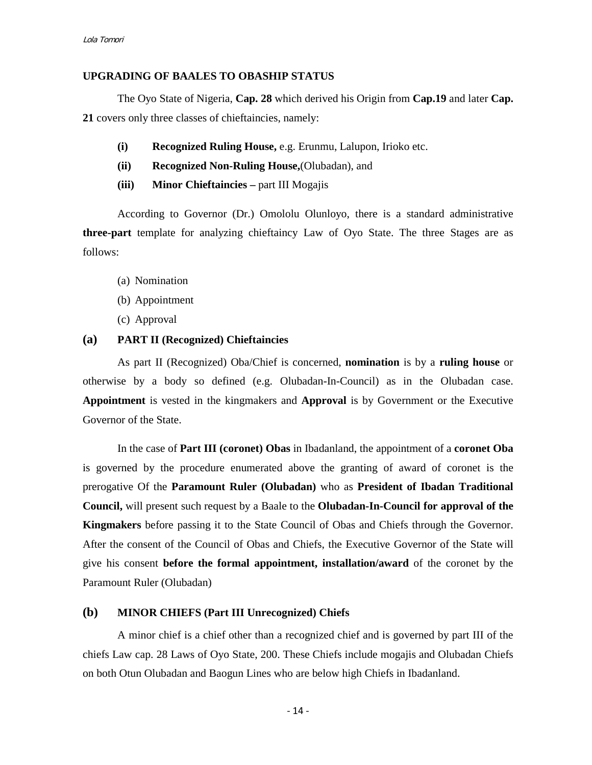## UPGRADING OF BAALES TO OBASHIP STATUS

The Oyo State of Nigeria, **Cap. 28** which derived his Origin from **Cap.19** and later **Cap. 21** covers only three classes of chieftaincies, namely:

- **(i) Recognized Ruling House,** e.g. Erunmu, Lalupon, Irioko etc.
- **(ii) Recognized Non-Ruling House,**(Olubadan), and
- **(iii) Minor Chieftaincies –** part III Mogajis

According to Governor (Dr.) Omololu Olunloyo, there is a standard administrative **three-part** template for analyzing chieftaincy Law of Oyo State. The three Stages are as follows:

(a) Nomination

(b) Appointment

(c) Approval

### (a) PART II (Recognized) Chieftaincies

As part II (Recognized) Oba/Chief is concerned, **nomination** is by a **ruling house** or otherwise by a body so defined (e.g. Olubadan-In-Council) as in the Olubadan case. **Appointment** is vested in the kingmakers and **Approval** is by Government or the Executive Governor of the State.

In the case of **Part III (coronet) Obas** in Ibadanland, the appointment of a **coronet Oba** is governed by the procedure enumerated above the granting of award of coronet is the prerogative Of the **Paramount Ruler (Olubadan)** who as **President of Ibadan Traditional Council,** will present such request by a Baale to the **Olubadan-In-Council for approval of the Kingmakers** before passing it to the State Council of Obas and Chiefs through the Governor. After the consent of the Council of Obas and Chiefs, the Executive Governor of the State will give his consent **before the formal appointment, installation/award** of the coronet by the Paramount Ruler (Olubadan)

### (b) MINOR CHIEFS (Part III Unrecognized) Chiefs

A minor chief is a chief other than a recognized chief and is governed by part III of the chiefs Law cap. 28 Laws of Oyo State, 200. These Chiefs include mogajis and Olubadan Chiefs on both Otun Olubadan and Baogun Lines who are below high Chiefs in Ibadanland.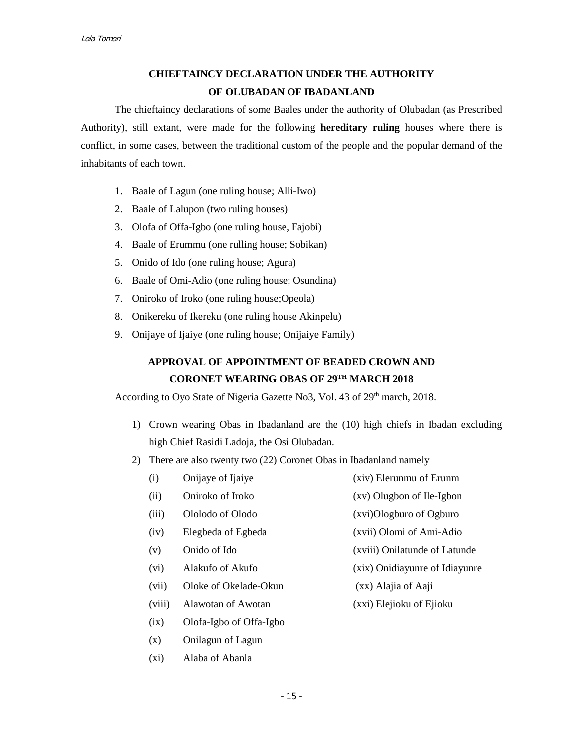## CHIEFTAINCY DECLARATION UNDER THE AUTHORITY OF OLUBADAN OF IBADANLAND

The chieftaincy declarations of some Baales under the authority of Olubadan (as Prescribed Authority), still extant, were made for the following **hereditary ruling** houses where there is conflict, in some cases, between the traditional custom of the people and the popular demand of the inhabitants of each town.

1. Baale of Lagun (one ruling house; Alli-Iwo)
2. Baale of Lalupon (two ruling houses)
3. Olofa of Offa-Igbo (one ruling house, Fajobi)
4. Baale of Erummu (one rulling house; Sobikan)
5. Onido of Ido (one ruling house; Agura)
6. Baale of Omi-Adio (one ruling house; Osundina)
7. Oniroko of Iroko (one ruling house;Opeola)
8. Onikereku of Ikereku (one ruling house Akinpelu)
9. Onijaye of Ijaiye (one ruling house; Onijaiye Family)

## APPROVAL OF APPOINTMENT OF BEADED CROWN AND CORONET WEARING OBAS OF 29TH MARCH 2018

According to Oyo State of Nigeria Gazette No3, Vol. 43 of 29th march, 2018.

1) Crown wearing Obas in Ibadanland are the (10) high chiefs in Ibadan excluding high Chief Rasidi Ladoja, the Osi Olubadan.
2) There are also twenty two (22) Coronet Obas in Ibadanland namely
   - (i) Onijaye of Ijaiye
   - (ii) Oniroko of Iroko
   - (iii) Ololodo of Olodo
   - (iv) Elegbeda of Egbeda
   - (v) Onido of Ido
   - (vi) Alakufo of Akufo
   - (vii) Oloke of Okelade-Okun
   - (viii) Alawotan of Awotan
   - (ix) Olofa-Igbo of Offa-Igbo
   - (x) Onilagun of Lagun
   - (xi) Alaba of Abanla
   - (xiv) Elerunmu of Erunm
   - (xv) Olugbon of Ile-Igbon
   - (xvi)Ologburo of Ogburo
   - (xvii) Olomi of Ami-Adio
   - (xviii) Onilatunde of Latunde
   - (xix) Onidiayunre of Idiayunre
   - (xx) Alajia of Aaji
   - (xxi) Elejioku of Ejioku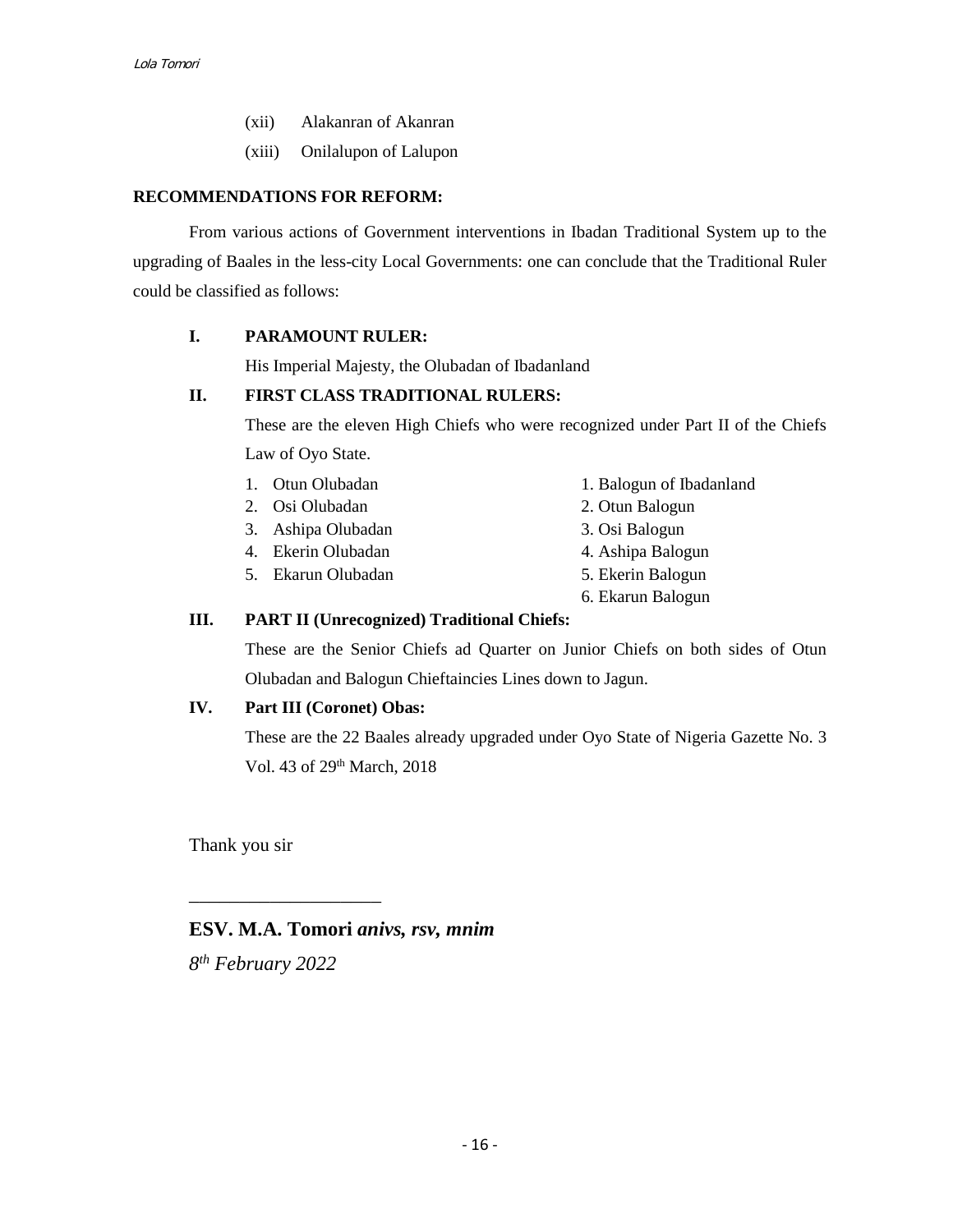(xii) Alakanran of Akanran

(xiii) Onilalupon of Lalupon

**RECOMMENDATIONS FOR REFORM:**

From various actions of Government interventions in Ibadan Traditional System up to the upgrading of Baales in the less-city Local Governments: one can conclude that the Traditional Ruler could be classified as follows:

**I. PARAMOUNT RULER:**

His Imperial Majesty, the Olubadan of Ibadanland

**II. FIRST CLASS TRADITIONAL RULERS:**

These are the eleven High Chiefs who were recognized under Part II of the Chiefs Law of Oyo State.

1. Otun Olubadan
2. Osi Olubadan
3. Ashipa Olubadan
4. Ekerin Olubadan
5. Ekarun Olubadan

1. Balogun of Ibadanland
2. Otun Balogun
3. Osi Balogun
4. Ashipa Balogun
5. Ekerin Balogun
6. Ekarun Balogun

**III. PART II (Unrecognized) Traditional Chiefs:**

These are the Senior Chiefs ad Quarter on Junior Chiefs on both sides of Otun Olubadan and Balogun Chieftaincies Lines down to Jagun.

**IV. Part III (Coronet) Obas:**

These are the 22 Baales already upgraded under Oyo State of Nigeria Gazette No. 3 Vol. 43 of 29th March, 2018

Thank you sir

____________________

**ESV. M.A. Tomori *anivs, rsv, mnim***

*8th February 2022*